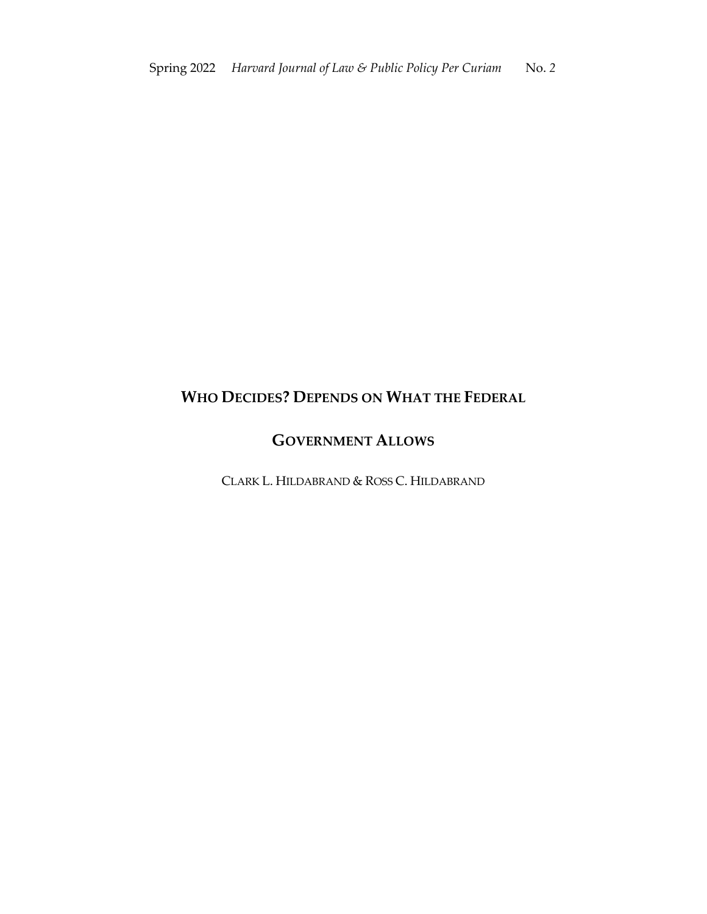# WHO DECIDES? DEPENDS ON WHAT THE FEDERAL GOVERNMENT ALLOWS

CLARK L. HILDABRAND & ROSS C. HILDABRAND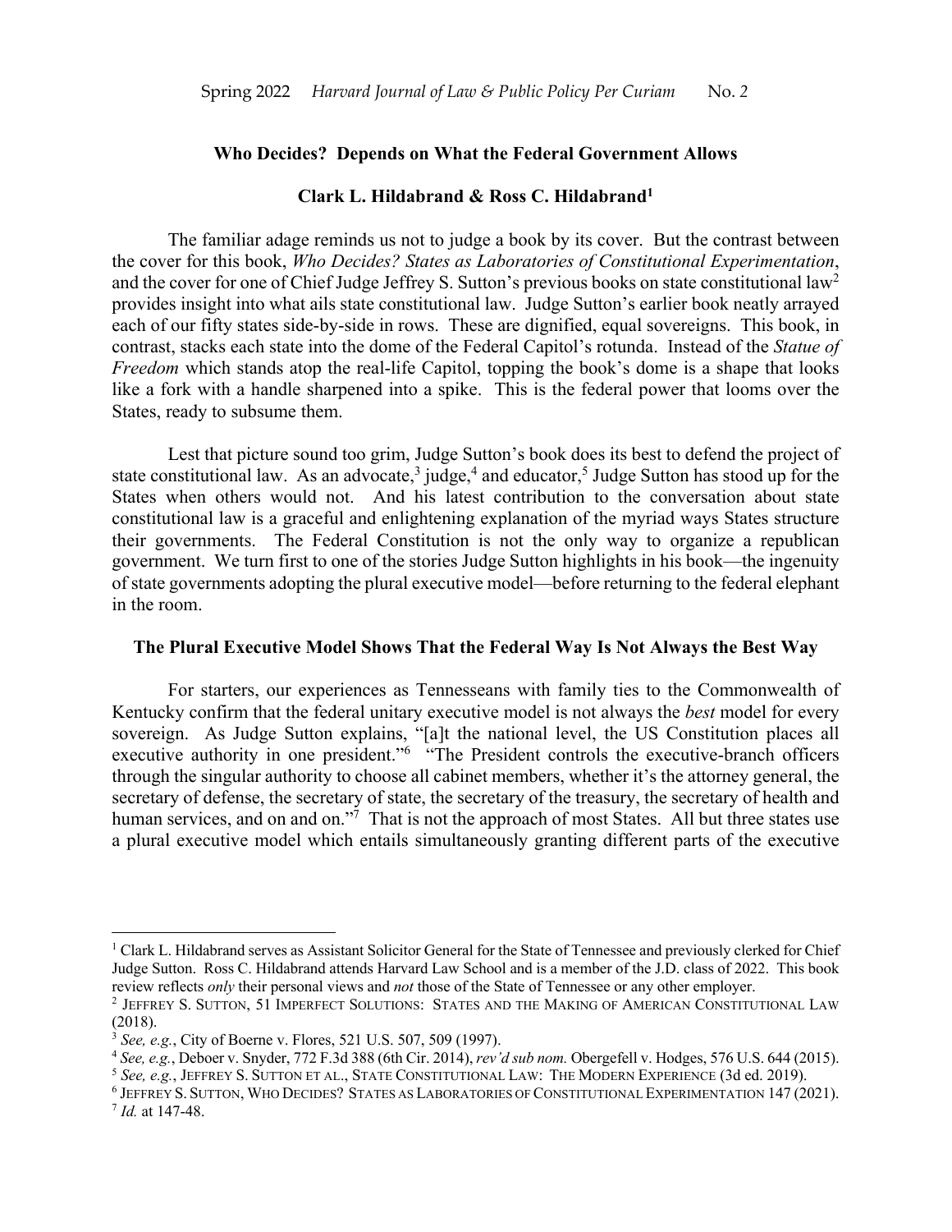**Who Decides? Depends on What the Federal Government Allows**

**Clark L. Hildabrand & Ross C. Hildabrand[1]**

The familiar adage reminds us not to judge a book by its cover. But the contrast between the cover for this book, *Who Decides? States as Laboratories of Constitutional Experimentation*, and the cover for one of Chief Judge Jeffrey S. Sutton's previous books on state constitutional law[2] provides insight into what ails state constitutional law. Judge Sutton's earlier book neatly arrayed each of our fifty states side-by-side in rows. These are dignified, equal sovereigns. This book, in contrast, stacks each state into the dome of the Federal Capitol's rotunda. Instead of the *Statue of Freedom* which stands atop the real-life Capitol, topping the book's dome is a shape that looks like a fork with a handle sharpened into a spike. This is the federal power that looms over the States, ready to subsume them.

Lest that picture sound too grim, Judge Sutton's book does its best to defend the project of state constitutional law. As an advocate,[3] judge,[4] and educator,[5] Judge Sutton has stood up for the States when others would not. And his latest contribution to the conversation about state constitutional law is a graceful and enlightening explanation of the myriad ways States structure their governments. The Federal Constitution is not the only way to organize a republican government. We turn first to one of the stories Judge Sutton highlights in his book—the ingenuity of state governments adopting the plural executive model—before returning to the federal elephant in the room.

**The Plural Executive Model Shows That the Federal Way Is Not Always the Best Way**

For starters, our experiences as Tennesseans with family ties to the Commonwealth of Kentucky confirm that the federal unitary executive model is not always the *best* model for every sovereign. As Judge Sutton explains, "[a]t the national level, the US Constitution places all executive authority in one president."[6] "The President controls the executive-branch officers through the singular authority to choose all cabinet members, whether it's the attorney general, the secretary of defense, the secretary of state, the secretary of the treasury, the secretary of health and human services, and on and on."[7] That is not the approach of most States. All but three states use a plural executive model which entails simultaneously granting different parts of the executive

---

[1] Clark L. Hildabrand serves as Assistant Solicitor General for the State of Tennessee and previously clerked for Chief Judge Sutton. Ross C. Hildabrand attends Harvard Law School and is a member of the J.D. class of 2022. This book review reflects *only* their personal views and *not* those of the State of Tennessee or any other employer.

[2] JEFFREY S. SUTTON, 51 IMPERFECT SOLUTIONS: STATES AND THE MAKING OF AMERICAN CONSTITUTIONAL LAW (2018).

[3] *See, e.g.*, City of Boerne v. Flores, 521 U.S. 507, 509 (1997).

[4] *See, e.g.*, Deboer v. Snyder, 772 F.3d 388 (6th Cir. 2014), *rev'd sub nom.* Obergefell v. Hodges, 576 U.S. 644 (2015).

[5] *See, e.g.*, JEFFREY S. SUTTON ET AL., STATE CONSTITUTIONAL LAW: THE MODERN EXPERIENCE (3d ed. 2019).

[6] JEFFREY S. SUTTON, WHO DECIDES? STATES AS LABORATORIES OF CONSTITUTIONAL EXPERIMENTATION 147 (2021).

[7] *Id.* at 147-48.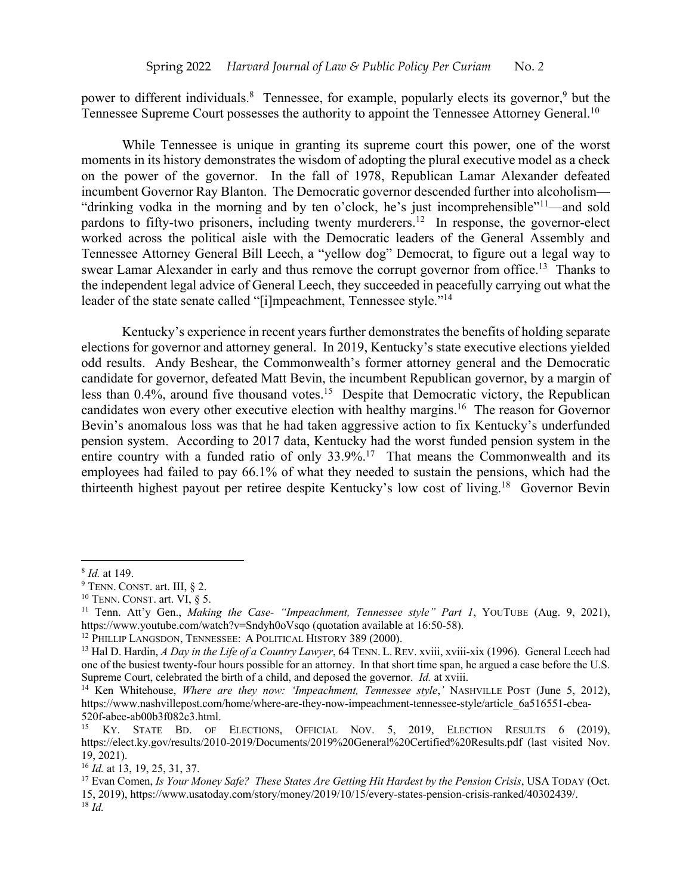power to different individuals.[8] Tennessee, for example, popularly elects its governor,[9] but the Tennessee Supreme Court possesses the authority to appoint the Tennessee Attorney General.[10]

While Tennessee is unique in granting its supreme court this power, one of the worst moments in its history demonstrates the wisdom of adopting the plural executive model as a check on the power of the governor. In the fall of 1978, Republican Lamar Alexander defeated incumbent Governor Ray Blanton. The Democratic governor descended further into alcoholism—"drinking vodka in the morning and by ten o'clock, he's just incomprehensible"[11]—and sold pardons to fifty-two prisoners, including twenty murderers.[12] In response, the governor-elect worked across the political aisle with the Democratic leaders of the General Assembly and Tennessee Attorney General Bill Leech, a "yellow dog" Democrat, to figure out a legal way to swear Lamar Alexander in early and thus remove the corrupt governor from office.[13] Thanks to the independent legal advice of General Leech, they succeeded in peacefully carrying out what the leader of the state senate called "[i]mpeachment, Tennessee style."[14]

Kentucky's experience in recent years further demonstrates the benefits of holding separate elections for governor and attorney general. In 2019, Kentucky's state executive elections yielded odd results. Andy Beshear, the Commonwealth's former attorney general and the Democratic candidate for governor, defeated Matt Bevin, the incumbent Republican governor, by a margin of less than 0.4%, around five thousand votes.[15] Despite that Democratic victory, the Republican candidates won every other executive election with healthy margins.[16] The reason for Governor Bevin's anomalous loss was that he had taken aggressive action to fix Kentucky's underfunded pension system. According to 2017 data, Kentucky had the worst funded pension system in the entire country with a funded ratio of only 33.9%.[17] That means the Commonwealth and its employees had failed to pay 66.1% of what they needed to sustain the pensions, which had the thirteenth highest payout per retiree despite Kentucky's low cost of living.[18] Governor Bevin

---

[8] *Id.* at 149.

[9] TENN. CONST. art. III, § 2.

[10] TENN. CONST. art. VI, § 5.

[11] Tenn. Att'y Gen., *Making the Case- "Impeachment, Tennessee style" Part 1*, YOUTUBE (Aug. 9, 2021), https://www.youtube.com/watch?v=Sndyh0oVsqo (quotation available at 16:50-58).

[12] PHILLIP LANGSDON, TENNESSEE: A POLITICAL HISTORY 389 (2000).

[13] Hal D. Hardin, *A Day in the Life of a Country Lawyer*, 64 TENN. L. REV. xviii, xviii-xix (1996). General Leech had one of the busiest twenty-four hours possible for an attorney. In that short time span, he argued a case before the U.S. Supreme Court, celebrated the birth of a child, and deposed the governor. *Id.* at xviii.

[14] Ken Whitehouse, *Where are they now: 'Impeachment, Tennessee style*,*'* NASHVILLE POST (June 5, 2012), https://www.nashvillepost.com/home/where-are-they-now-impeachment-tennessee-style/article_6a516551-cbea-520f-abee-ab00b3f082c3.html.

[15] KY. STATE BD. OF ELECTIONS, OFFICIAL NOV. 5, 2019, ELECTION RESULTS 6 (2019), https://elect.ky.gov/results/2010-2019/Documents/2019%20General%20Certified%20Results.pdf (last visited Nov. 19, 2021).

[16] *Id.* at 13, 19, 25, 31, 37.

[17] Evan Comen, *Is Your Money Safe? These States Are Getting Hit Hardest by the Pension Crisis*, USA TODAY (Oct. 15, 2019), https://www.usatoday.com/story/money/2019/10/15/every-states-pension-crisis-ranked/40302439/.

[18] *Id.*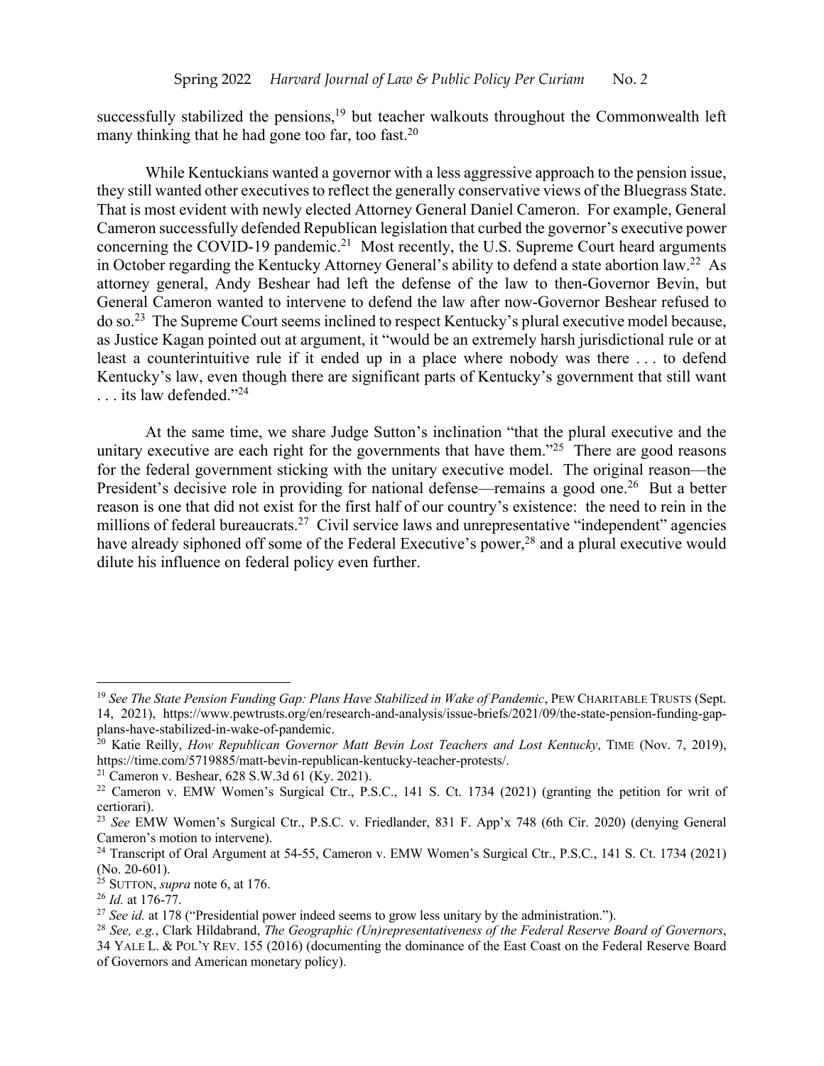successfully stabilized the pensions,[19] but teacher walkouts throughout the Commonwealth left many thinking that he had gone too far, too fast.[20]

While Kentuckians wanted a governor with a less aggressive approach to the pension issue, they still wanted other executives to reflect the generally conservative views of the Bluegrass State. That is most evident with newly elected Attorney General Daniel Cameron. For example, General Cameron successfully defended Republican legislation that curbed the governor's executive power concerning the COVID-19 pandemic.[21] Most recently, the U.S. Supreme Court heard arguments in October regarding the Kentucky Attorney General's ability to defend a state abortion law.[22] As attorney general, Andy Beshear had left the defense of the law to then-Governor Bevin, but General Cameron wanted to intervene to defend the law after now-Governor Beshear refused to do so.[23] The Supreme Court seems inclined to respect Kentucky's plural executive model because, as Justice Kagan pointed out at argument, it "would be an extremely harsh jurisdictional rule or at least a counterintuitive rule if it ended up in a place where nobody was there . . . to defend Kentucky's law, even though there are significant parts of Kentucky's government that still want . . . its law defended."[24]

At the same time, we share Judge Sutton's inclination "that the plural executive and the unitary executive are each right for the governments that have them."[25] There are good reasons for the federal government sticking with the unitary executive model. The original reason—the President's decisive role in providing for national defense—remains a good one.[26] But a better reason is one that did not exist for the first half of our country's existence: the need to rein in the millions of federal bureaucrats.[27] Civil service laws and unrepresentative "independent" agencies have already siphoned off some of the Federal Executive's power,[28] and a plural executive would dilute his influence on federal policy even further.

---

[19] *See The State Pension Funding Gap: Plans Have Stabilized in Wake of Pandemic*, PEW CHARITABLE TRUSTS (Sept. 14, 2021), https://www.pewtrusts.org/en/research-and-analysis/issue-briefs/2021/09/the-state-pension-funding-gap-plans-have-stabilized-in-wake-of-pandemic.

[20] Katie Reilly, *How Republican Governor Matt Bevin Lost Teachers and Lost Kentucky*, TIME (Nov. 7, 2019), https://time.com/5719885/matt-bevin-republican-kentucky-teacher-protests/.

[21] Cameron v. Beshear, 628 S.W.3d 61 (Ky. 2021).

[22] Cameron v. EMW Women's Surgical Ctr., P.S.C., 141 S. Ct. 1734 (2021) (granting the petition for writ of certiorari).

[23] *See* EMW Women's Surgical Ctr., P.S.C. v. Friedlander, 831 F. App'x 748 (6th Cir. 2020) (denying General Cameron's motion to intervene).

[24] Transcript of Oral Argument at 54-55, Cameron v. EMW Women's Surgical Ctr., P.S.C., 141 S. Ct. 1734 (2021) (No. 20-601).

[25] SUTTON, *supra* note 6, at 176.

[26] *Id.* at 176-77.

[27] *See id.* at 178 ("Presidential power indeed seems to grow less unitary by the administration.").

[28] *See, e.g.*, Clark Hildabrand, *The Geographic (Un)representativeness of the Federal Reserve Board of Governors*, 34 YALE L. & POL'Y REV. 155 (2016) (documenting the dominance of the East Coast on the Federal Reserve Board of Governors and American monetary policy).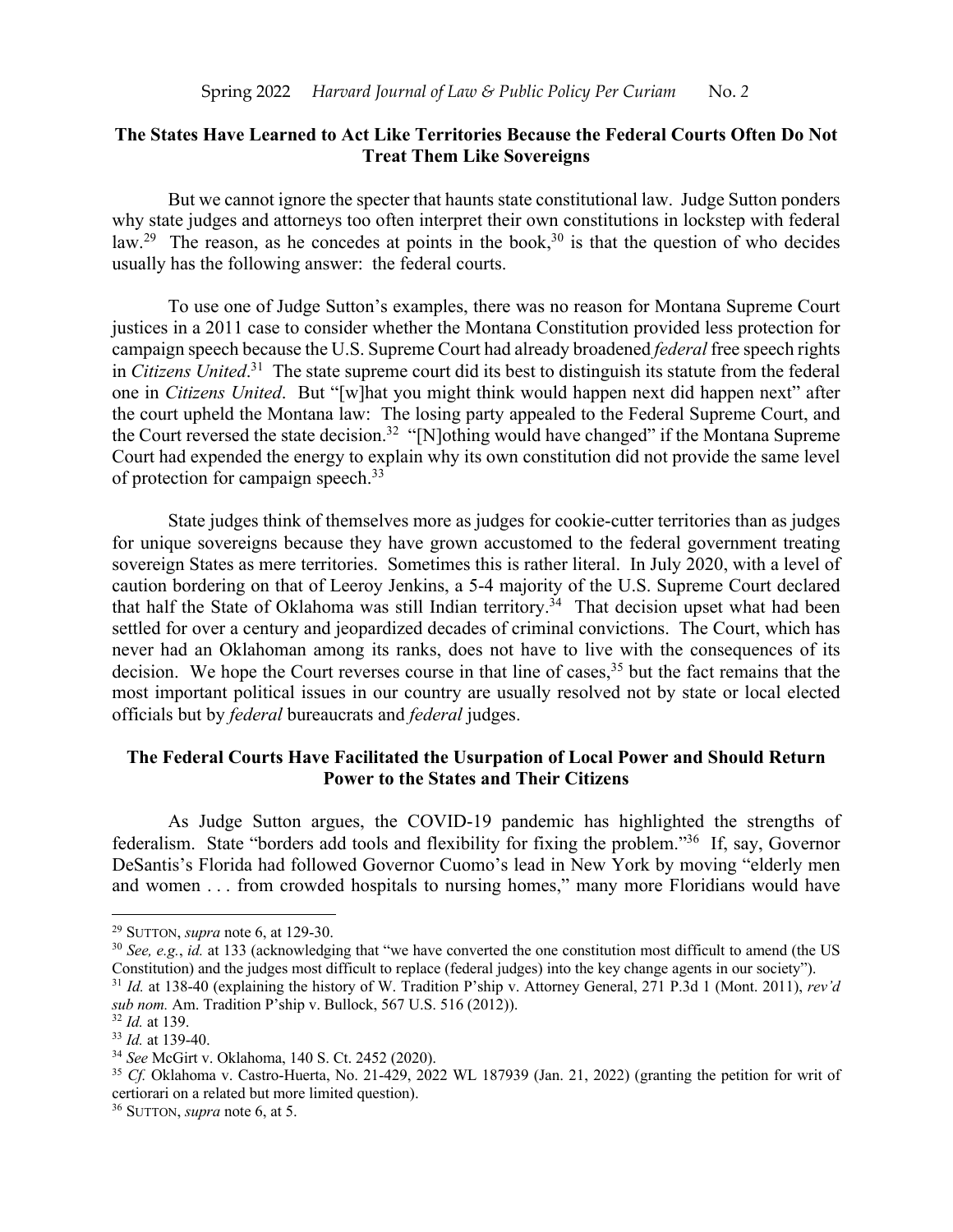## The States Have Learned to Act Like Territories Because the Federal Courts Often Do Not Treat Them Like Sovereigns

But we cannot ignore the specter that haunts state constitutional law. Judge Sutton ponders why state judges and attorneys too often interpret their own constitutions in lockstep with federal law.[29] The reason, as he concedes at points in the book,[30] is that the question of who decides usually has the following answer: the federal courts.

To use one of Judge Sutton's examples, there was no reason for Montana Supreme Court justices in a 2011 case to consider whether the Montana Constitution provided less protection for campaign speech because the U.S. Supreme Court had already broadened *federal* free speech rights in *Citizens United*.[31] The state supreme court did its best to distinguish its statute from the federal one in *Citizens United*. But "[w]hat you might think would happen next did happen next" after the court upheld the Montana law: The losing party appealed to the Federal Supreme Court, and the Court reversed the state decision.[32] "[N]othing would have changed" if the Montana Supreme Court had expended the energy to explain why its own constitution did not provide the same level of protection for campaign speech.[33]

State judges think of themselves more as judges for cookie-cutter territories than as judges for unique sovereigns because they have grown accustomed to the federal government treating sovereign States as mere territories. Sometimes this is rather literal. In July 2020, with a level of caution bordering on that of Leeroy Jenkins, a 5-4 majority of the U.S. Supreme Court declared that half the State of Oklahoma was still Indian territory.[34] That decision upset what had been settled for over a century and jeopardized decades of criminal convictions. The Court, which has never had an Oklahoman among its ranks, does not have to live with the consequences of its decision. We hope the Court reverses course in that line of cases,[35] but the fact remains that the most important political issues in our country are usually resolved not by state or local elected officials but by *federal* bureaucrats and *federal* judges.

## The Federal Courts Have Facilitated the Usurpation of Local Power and Should Return Power to the States and Their Citizens

As Judge Sutton argues, the COVID-19 pandemic has highlighted the strengths of federalism. State "borders add tools and flexibility for fixing the problem."[36] If, say, Governor DeSantis's Florida had followed Governor Cuomo's lead in New York by moving "elderly men and women . . . from crowded hospitals to nursing homes," many more Floridians would have

---

[29] SUTTON, *supra* note 6, at 129-30.

[30] *See, e.g.*, *id.* at 133 (acknowledging that "we have converted the one constitution most difficult to amend (the US Constitution) and the judges most difficult to replace (federal judges) into the key change agents in our society").

[31] *Id.* at 138-40 (explaining the history of W. Tradition P'ship v. Attorney General, 271 P.3d 1 (Mont. 2011), *rev'd sub nom.* Am. Tradition P'ship v. Bullock, 567 U.S. 516 (2012)).

[32] *Id.* at 139.

[33] *Id.* at 139-40.

[34] *See* McGirt v. Oklahoma, 140 S. Ct. 2452 (2020).

[35] *Cf.* Oklahoma v. Castro-Huerta, No. 21-429, 2022 WL 187939 (Jan. 21, 2022) (granting the petition for writ of certiorari on a related but more limited question).

[36] SUTTON, *supra* note 6, at 5.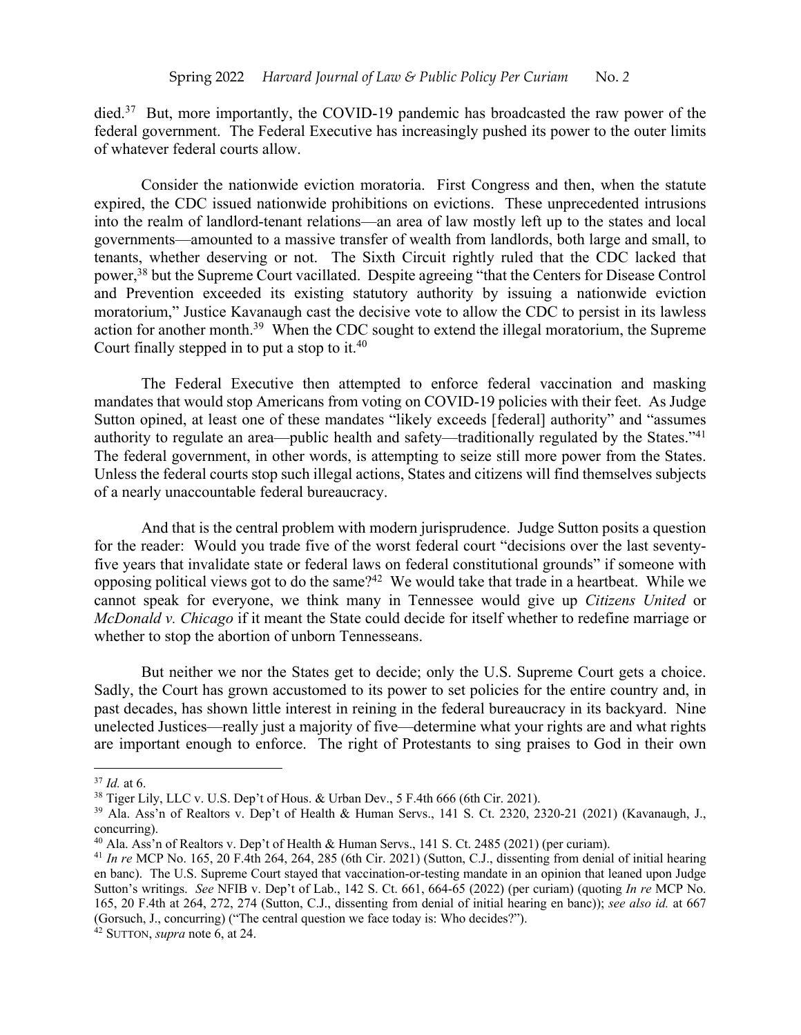died.[37] But, more importantly, the COVID-19 pandemic has broadcasted the raw power of the federal government. The Federal Executive has increasingly pushed its power to the outer limits of whatever federal courts allow.

Consider the nationwide eviction moratoria. First Congress and then, when the statute expired, the CDC issued nationwide prohibitions on evictions. These unprecedented intrusions into the realm of landlord-tenant relations—an area of law mostly left up to the states and local governments—amounted to a massive transfer of wealth from landlords, both large and small, to tenants, whether deserving or not. The Sixth Circuit rightly ruled that the CDC lacked that power,[38] but the Supreme Court vacillated. Despite agreeing "that the Centers for Disease Control and Prevention exceeded its existing statutory authority by issuing a nationwide eviction moratorium," Justice Kavanaugh cast the decisive vote to allow the CDC to persist in its lawless action for another month.[39] When the CDC sought to extend the illegal moratorium, the Supreme Court finally stepped in to put a stop to it.[40]

The Federal Executive then attempted to enforce federal vaccination and masking mandates that would stop Americans from voting on COVID-19 policies with their feet. As Judge Sutton opined, at least one of these mandates "likely exceeds [federal] authority" and "assumes authority to regulate an area—public health and safety—traditionally regulated by the States."[41] The federal government, in other words, is attempting to seize still more power from the States. Unless the federal courts stop such illegal actions, States and citizens will find themselves subjects of a nearly unaccountable federal bureaucracy.

And that is the central problem with modern jurisprudence. Judge Sutton posits a question for the reader: Would you trade five of the worst federal court "decisions over the last seventy-five years that invalidate state or federal laws on federal constitutional grounds" if someone with opposing political views got to do the same?[42] We would take that trade in a heartbeat. While we cannot speak for everyone, we think many in Tennessee would give up *Citizens United* or *McDonald v. Chicago* if it meant the State could decide for itself whether to redefine marriage or whether to stop the abortion of unborn Tennesseans.

But neither we nor the States get to decide; only the U.S. Supreme Court gets a choice. Sadly, the Court has grown accustomed to its power to set policies for the entire country and, in past decades, has shown little interest in reining in the federal bureaucracy in its backyard. Nine unelected Justices—really just a majority of five—determine what your rights are and what rights are important enough to enforce. The right of Protestants to sing praises to God in their own

---

[37] *Id.* at 6.

[38] Tiger Lily, LLC v. U.S. Dep't of Hous. & Urban Dev., 5 F.4th 666 (6th Cir. 2021).

[39] Ala. Ass'n of Realtors v. Dep't of Health & Human Servs., 141 S. Ct. 2320, 2320-21 (2021) (Kavanaugh, J., concurring).

[40] Ala. Ass'n of Realtors v. Dep't of Health & Human Servs., 141 S. Ct. 2485 (2021) (per curiam).

[41] *In re* MCP No. 165, 20 F.4th 264, 264, 285 (6th Cir. 2021) (Sutton, C.J., dissenting from denial of initial hearing en banc). The U.S. Supreme Court stayed that vaccination-or-testing mandate in an opinion that leaned upon Judge Sutton's writings. *See* NFIB v. Dep't of Lab., 142 S. Ct. 661, 664-65 (2022) (per curiam) (quoting *In re* MCP No. 165, 20 F.4th at 264, 272, 274 (Sutton, C.J., dissenting from denial of initial hearing en banc)); *see also id.* at 667 (Gorsuch, J., concurring) ("The central question we face today is: Who decides?").

[42] SUTTON, *supra* note 6, at 24.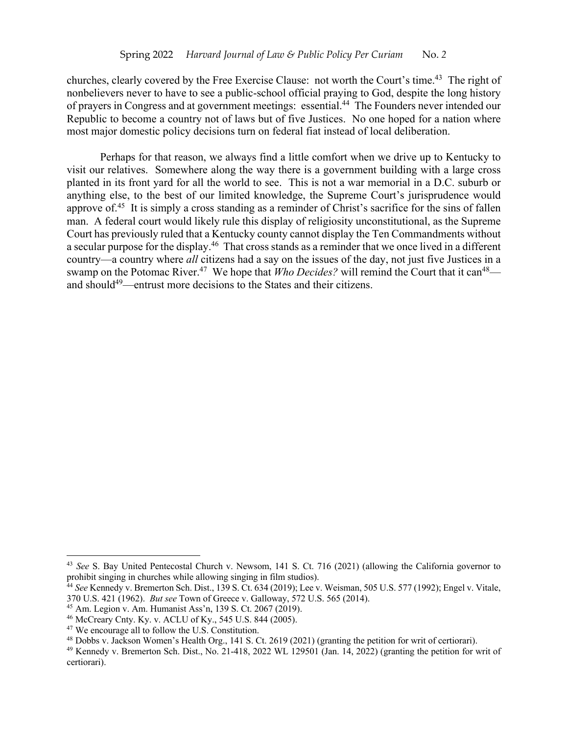churches, clearly covered by the Free Exercise Clause: not worth the Court's time.[43] The right of nonbelievers never to have to see a public-school official praying to God, despite the long history of prayers in Congress and at government meetings: essential.[44] The Founders never intended our Republic to become a country not of laws but of five Justices. No one hoped for a nation where most major domestic policy decisions turn on federal fiat instead of local deliberation.

Perhaps for that reason, we always find a little comfort when we drive up to Kentucky to visit our relatives. Somewhere along the way there is a government building with a large cross planted in its front yard for all the world to see. This is not a war memorial in a D.C. suburb or anything else, to the best of our limited knowledge, the Supreme Court's jurisprudence would approve of.[45] It is simply a cross standing as a reminder of Christ's sacrifice for the sins of fallen man. A federal court would likely rule this display of religiosity unconstitutional, as the Supreme Court has previously ruled that a Kentucky county cannot display the Ten Commandments without a secular purpose for the display.[46] That cross stands as a reminder that we once lived in a different country—a country where *all* citizens had a say on the issues of the day, not just five Justices in a swamp on the Potomac River.[47] We hope that *Who Decides?* will remind the Court that it can[48]—and should[49]—entrust more decisions to the States and their citizens.

---

[43] *See* S. Bay United Pentecostal Church v. Newsom, 141 S. Ct. 716 (2021) (allowing the California governor to prohibit singing in churches while allowing singing in film studios).

[44] *See* Kennedy v. Bremerton Sch. Dist., 139 S. Ct. 634 (2019); Lee v. Weisman, 505 U.S. 577 (1992); Engel v. Vitale, 370 U.S. 421 (1962). *But see* Town of Greece v. Galloway, 572 U.S. 565 (2014).

[45] Am. Legion v. Am. Humanist Ass'n, 139 S. Ct. 2067 (2019).

[46] McCreary Cnty. Ky. v. ACLU of Ky., 545 U.S. 844 (2005).

[47] We encourage all to follow the U.S. Constitution.

[48] Dobbs v. Jackson Women's Health Org., 141 S. Ct. 2619 (2021) (granting the petition for writ of certiorari).

[49] Kennedy v. Bremerton Sch. Dist., No. 21-418, 2022 WL 129501 (Jan. 14, 2022) (granting the petition for writ of certiorari).